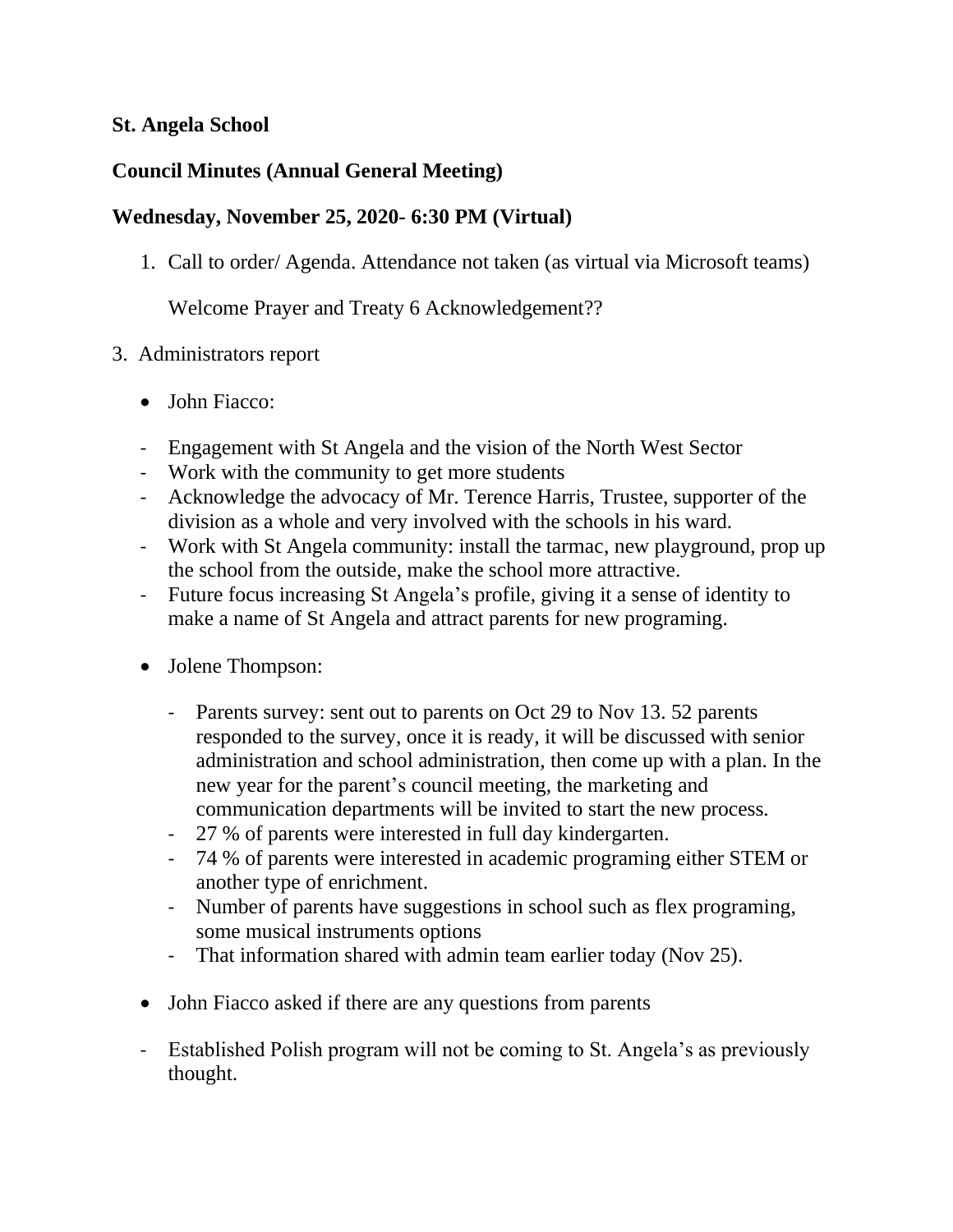**St. Angela School**

**Council Minutes (Annual General Meeting)**

**Wednesday, November 25, 2020- 6:30 PM (Virtual)**

1. Call to order/ Agenda. Attendance not taken (as virtual via Microsoft teams)

   Welcome Prayer and Treaty 6 Acknowledgement??

3. Administrators report

- John Fiacco:

- Engagement with St Angela and the vision of the North West Sector
- Work with the community to get more students
- Acknowledge the advocacy of Mr. Terence Harris, Trustee, supporter of the division as a whole and very involved with the schools in his ward.
- Work with St Angela community: install the tarmac, new playground, prop up the school from the outside, make the school more attractive.
- Future focus increasing St Angela's profile, giving it a sense of identity to make a name of St Angela and attract parents for new programing.

- Jolene Thompson:
  - Parents survey: sent out to parents on Oct 29 to Nov 13. 52 parents responded to the survey, once it is ready, it will be discussed with senior administration and school administration, then come up with a plan. In the new year for the parent's council meeting, the marketing and communication departments will be invited to start the new process.
  - 27 % of parents were interested in full day kindergarten.
  - 74 % of parents were interested in academic programing either STEM or another type of enrichment.
  - Number of parents have suggestions in school such as flex programing, some musical instruments options
  - That information shared with admin team earlier today (Nov 25).

- John Fiacco asked if there are any questions from parents

- Established Polish program will not be coming to St. Angela's as previously thought.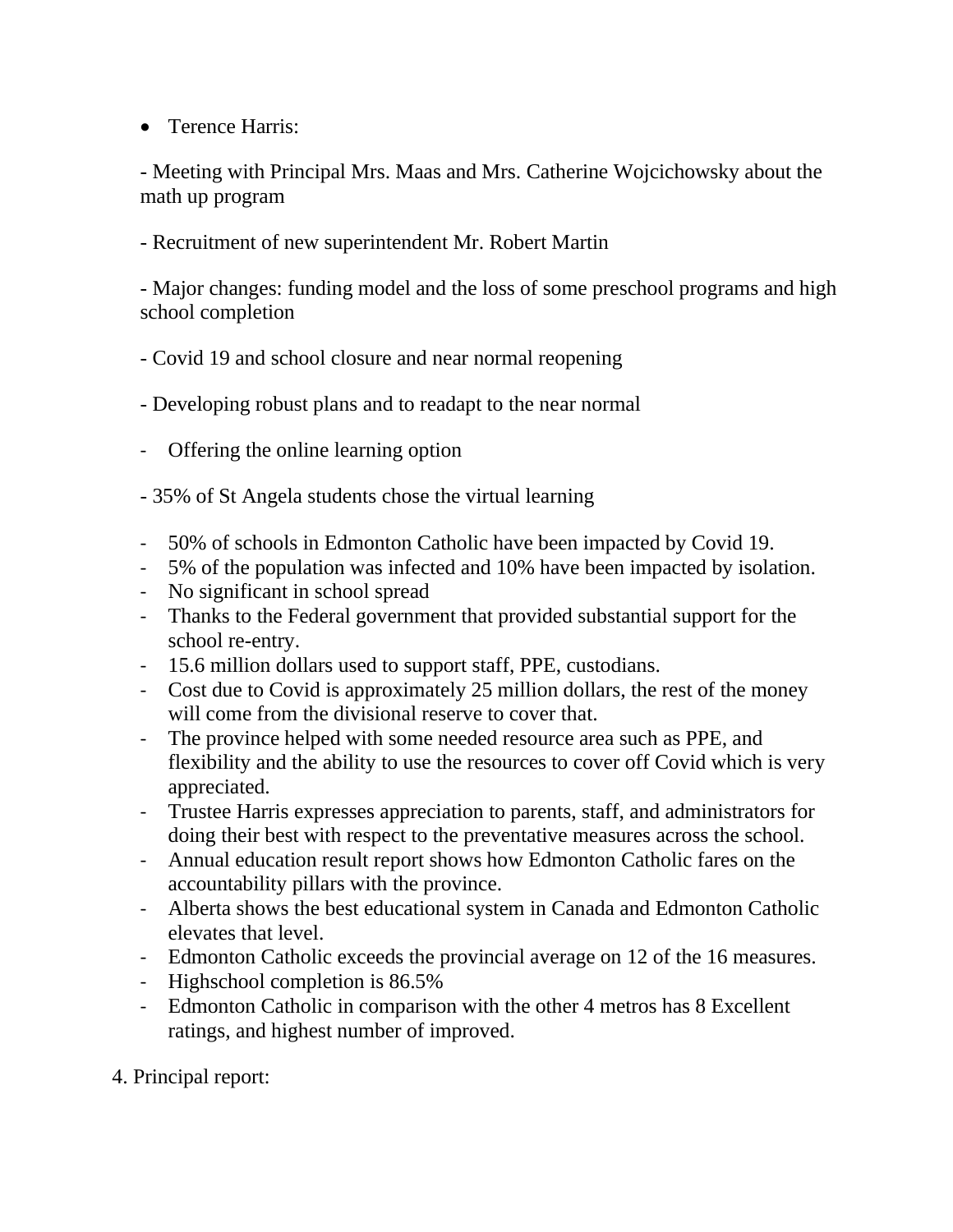- Terence Harris:

  - Meeting with Principal Mrs. Maas and Mrs. Catherine Wojcichowsky about the math up program

  - Recruitment of new superintendent Mr. Robert Martin

  - Major changes: funding model and the loss of some preschool programs and high school completion

  - Covid 19 and school closure and near normal reopening

  - Developing robust plans and to readapt to the near normal

  - Offering the online learning option

  - 35% of St Angela students chose the virtual learning

  - 50% of schools in Edmonton Catholic have been impacted by Covid 19.
  - 5% of the population was infected and 10% have been impacted by isolation.
  - No significant in school spread
  - Thanks to the Federal government that provided substantial support for the school re-entry.
  - 15.6 million dollars used to support staff, PPE, custodians.
  - Cost due to Covid is approximately 25 million dollars, the rest of the money will come from the divisional reserve to cover that.
  - The province helped with some needed resource area such as PPE, and flexibility and the ability to use the resources to cover off Covid which is very appreciated.
  - Trustee Harris expresses appreciation to parents, staff, and administrators for doing their best with respect to the preventative measures across the school.
  - Annual education result report shows how Edmonton Catholic fares on the accountability pillars with the province.
  - Alberta shows the best educational system in Canada and Edmonton Catholic elevates that level.
  - Edmonton Catholic exceeds the provincial average on 12 of the 16 measures.
  - Highschool completion is 86.5%
  - Edmonton Catholic in comparison with the other 4 metros has 8 Excellent ratings, and highest number of improved.

4. Principal report: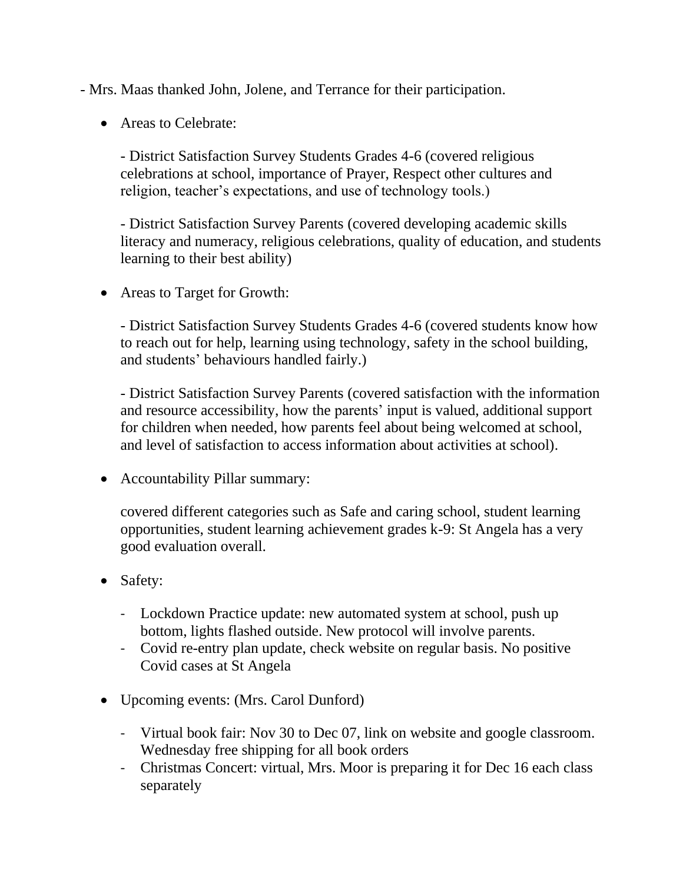- Mrs. Maas thanked John, Jolene, and Terrance for their participation.

- Areas to Celebrate:

  - District Satisfaction Survey Students Grades 4-6 (covered religious celebrations at school, importance of Prayer, Respect other cultures and religion, teacher's expectations, and use of technology tools.)

  - District Satisfaction Survey Parents (covered developing academic skills literacy and numeracy, religious celebrations, quality of education, and students learning to their best ability)

- Areas to Target for Growth:

  - District Satisfaction Survey Students Grades 4-6 (covered students know how to reach out for help, learning using technology, safety in the school building, and students' behaviours handled fairly.)

  - District Satisfaction Survey Parents (covered satisfaction with the information and resource accessibility, how the parents' input is valued, additional support for children when needed, how parents feel about being welcomed at school, and level of satisfaction to access information about activities at school).

- Accountability Pillar summary:

  covered different categories such as Safe and caring school, student learning opportunities, student learning achievement grades k-9: St Angela has a very good evaluation overall.

- Safety:

  - Lockdown Practice update: new automated system at school, push up bottom, lights flashed outside. New protocol will involve parents.
  - Covid re-entry plan update, check website on regular basis. No positive Covid cases at St Angela

- Upcoming events: (Mrs. Carol Dunford)

  - Virtual book fair: Nov 30 to Dec 07, link on website and google classroom. Wednesday free shipping for all book orders
  - Christmas Concert: virtual, Mrs. Moor is preparing it for Dec 16 each class separately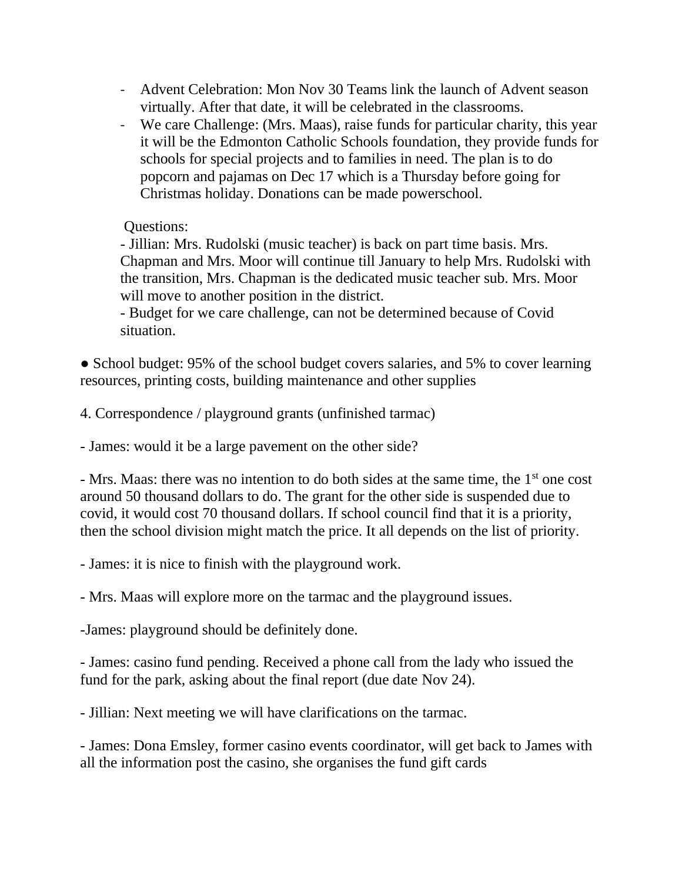- Advent Celebration: Mon Nov 30 Teams link the launch of Advent season virtually. After that date, it will be celebrated in the classrooms.
- We care Challenge: (Mrs. Maas), raise funds for particular charity, this year it will be the Edmonton Catholic Schools foundation, they provide funds for schools for special projects and to families in need. The plan is to do popcorn and pajamas on Dec 17 which is a Thursday before going for Christmas holiday. Donations can be made powerschool.

Questions:
- Jillian: Mrs. Rudolski (music teacher) is back on part time basis. Mrs. Chapman and Mrs. Moor will continue till January to help Mrs. Rudolski with the transition, Mrs. Chapman is the dedicated music teacher sub. Mrs. Moor will move to another position in the district.
- Budget for we care challenge, can not be determined because of Covid situation.

● School budget: 95% of the school budget covers salaries, and 5% to cover learning resources, printing costs, building maintenance and other supplies

4. Correspondence / playground grants (unfinished tarmac)

- James: would it be a large pavement on the other side?

- Mrs. Maas: there was no intention to do both sides at the same time, the 1st one cost around 50 thousand dollars to do. The grant for the other side is suspended due to covid, it would cost 70 thousand dollars. If school council find that it is a priority, then the school division might match the price. It all depends on the list of priority.

- James: it is nice to finish with the playground work.

- Mrs. Maas will explore more on the tarmac and the playground issues.

-James: playground should be definitely done.

- James: casino fund pending. Received a phone call from the lady who issued the fund for the park, asking about the final report (due date Nov 24).

- Jillian: Next meeting we will have clarifications on the tarmac.

- James: Dona Emsley, former casino events coordinator, will get back to James with all the information post the casino, she organises the fund gift cards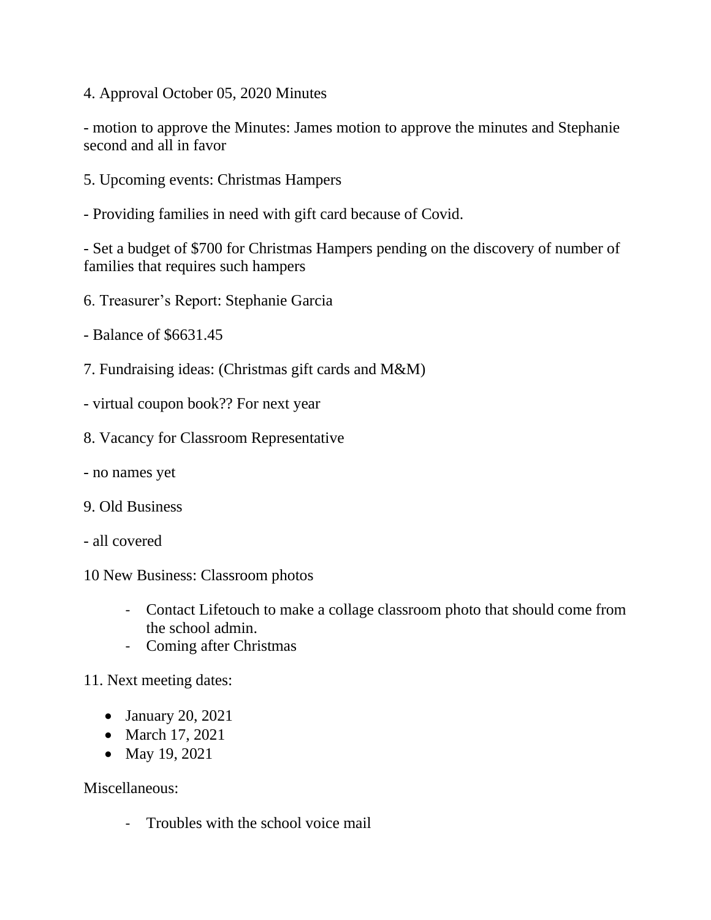4. Approval October 05, 2020 Minutes

- motion to approve the Minutes: James motion to approve the minutes and Stephanie second and all in favor

5. Upcoming events: Christmas Hampers

- Providing families in need with gift card because of Covid.

- Set a budget of $700 for Christmas Hampers pending on the discovery of number of families that requires such hampers

6. Treasurer's Report: Stephanie Garcia

- Balance of $6631.45

7. Fundraising ideas: (Christmas gift cards and M&M)

- virtual coupon book?? For next year

8. Vacancy for Classroom Representative

- no names yet

9. Old Business

- all covered

10 New Business: Classroom photos

- Contact Lifetouch to make a collage classroom photo that should come from the school admin.
- Coming after Christmas

11. Next meeting dates:

- January 20, 2021
- March 17, 2021
- May 19, 2021

Miscellaneous:

- Troubles with the school voice mail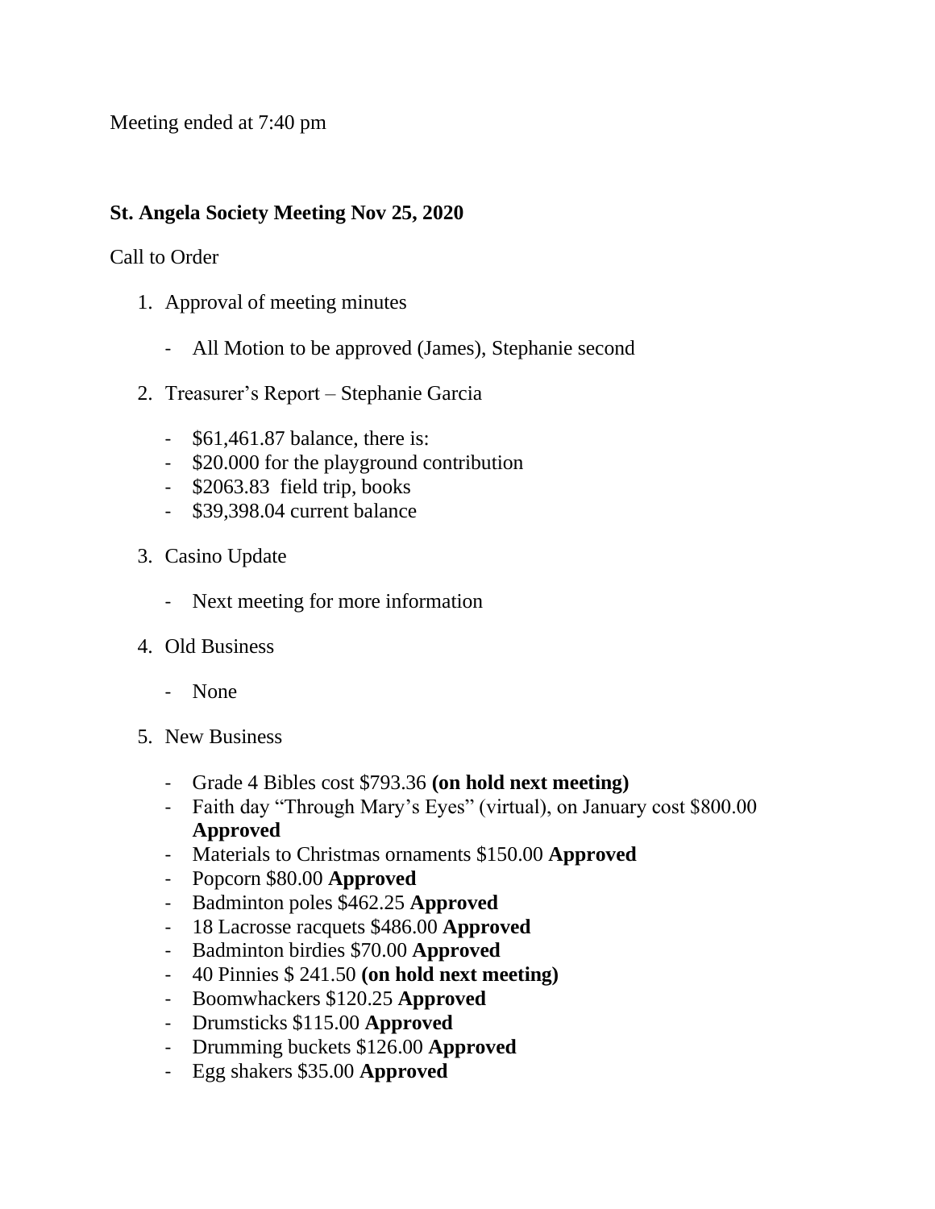Meeting ended at 7:40 pm

**St. Angela Society Meeting Nov 25, 2020**

Call to Order

1. Approval of meeting minutes

   - All Motion to be approved (James), Stephanie second

2. Treasurer's Report – Stephanie Garcia

   - $61,461.87 balance, there is:
   - $20.000 for the playground contribution
   - $2063.83 field trip, books
   - $39,398.04 current balance

3. Casino Update

   - Next meeting for more information

4. Old Business

   - None

5. New Business

   - Grade 4 Bibles cost $793.36 **(on hold next meeting)**
   - Faith day "Through Mary's Eyes" (virtual), on January cost $800.00 **Approved**
   - Materials to Christmas ornaments $150.00 **Approved**
   - Popcorn $80.00 **Approved**
   - Badminton poles $462.25 **Approved**
   - 18 Lacrosse racquets $486.00 **Approved**
   - Badminton birdies $70.00 **Approved**
   - 40 Pinnies $ 241.50 **(on hold next meeting)**
   - Boomwhackers $120.25 **Approved**
   - Drumsticks $115.00 **Approved**
   - Drumming buckets $126.00 **Approved**
   - Egg shakers $35.00 **Approved**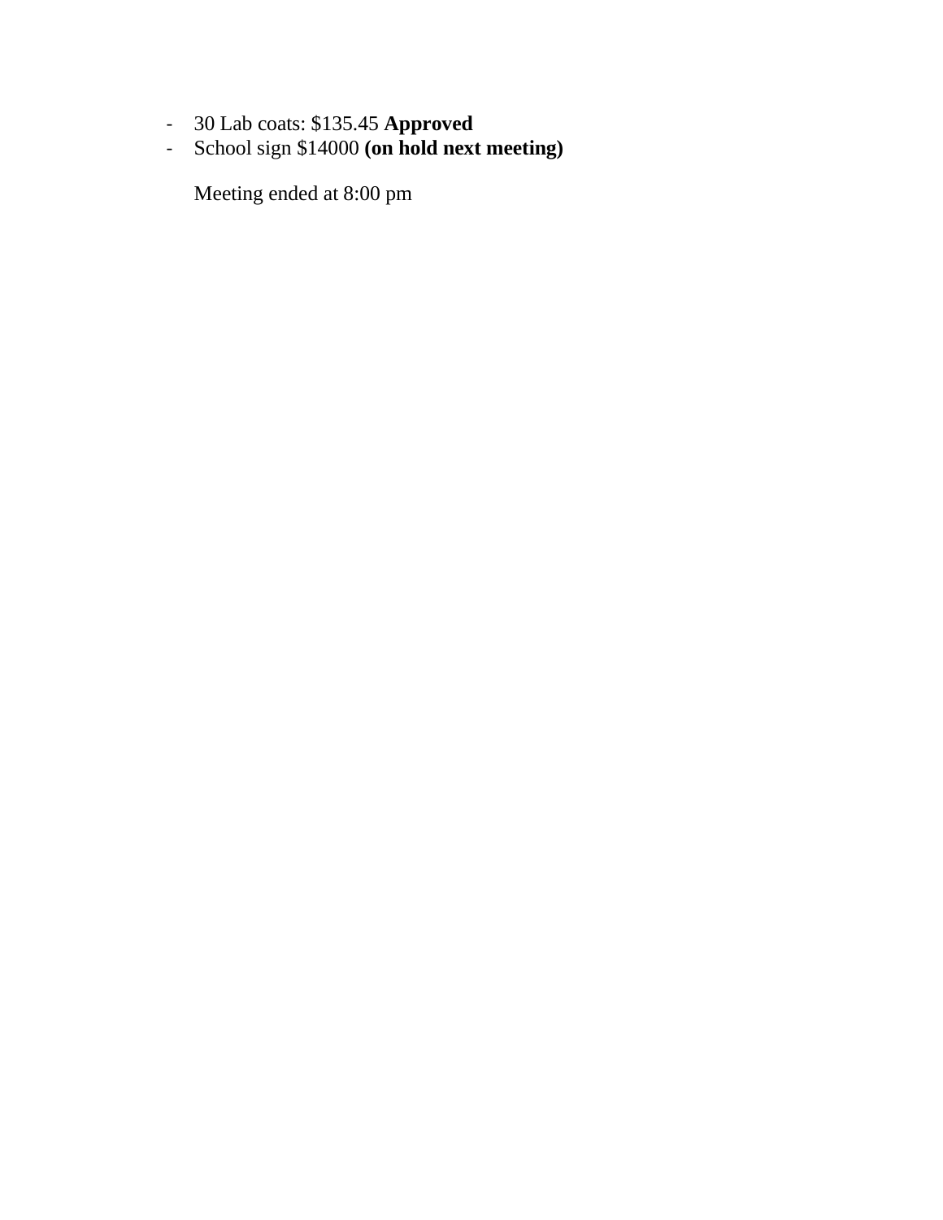- 30 Lab coats: $135.45 **Approved**
- School sign $14000 **(on hold next meeting)**

Meeting ended at 8:00 pm